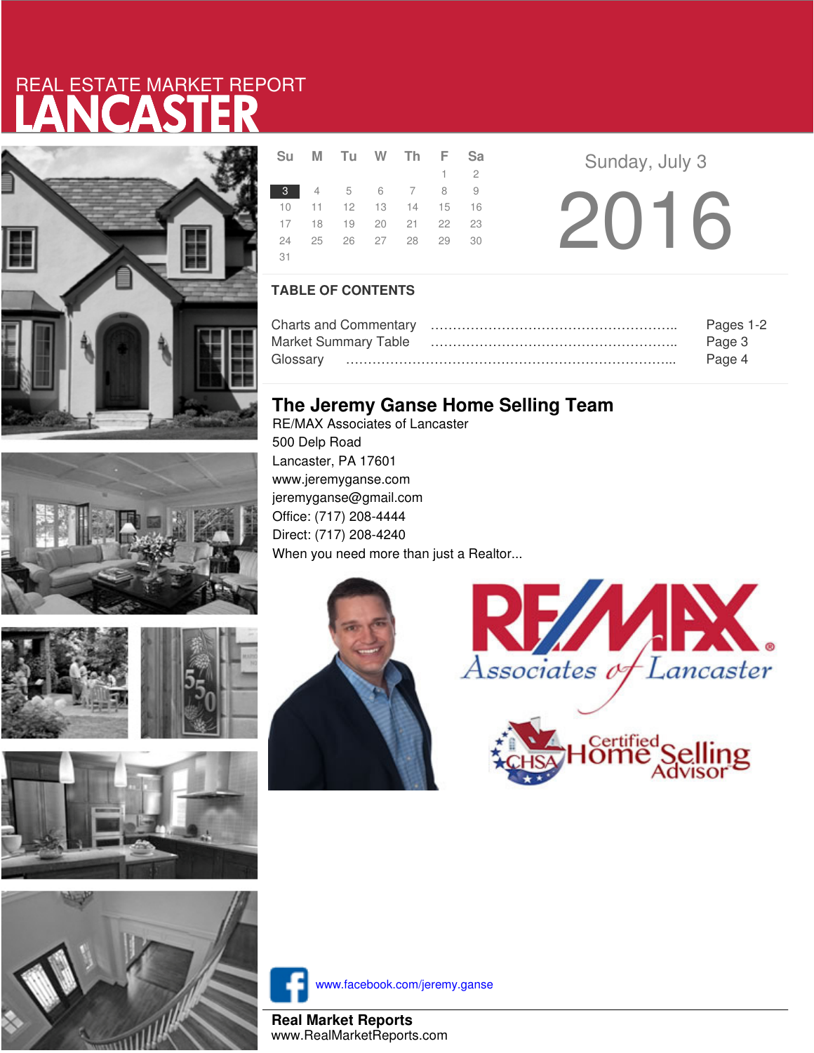# REAL ESTATE MARKET REPORT LANCASTER

| Su | M | Tu | W | Th | F | Sa |
|---|---|---|---|---|---|---|
| | | | | | 1 | 2 |
| 3 | 4 | 5 | 6 | 7 | 8 | 9 |
| 10 | 11 | 12 | 13 | 14 | 15 | 16 |
| 17 | 18 | 19 | 20 | 21 | 22 | 23 |
| 24 | 25 | 26 | 27 | 28 | 29 | 30 |
| 31 | | | | | | |

Sunday, July 3

2016

## TABLE OF CONTENTS

| | |
|---|---|
| Charts and Commentary | Pages 1-2 |
| Market Summary Table | Page 3 |
| Glossary | Page 4 |

## The Jeremy Ganse Home Selling Team

RE/MAX Associates of Lancaster
500 Delp Road
Lancaster, PA 17601
www.jeremyganse.com
jeremyganse@gmail.com
Office: (717) 208-4444
Direct: (717) 208-4240
When you need more than just a Realtor...

RE/MAX Associates of Lancaster

CHSA Certified Home Selling Advisor

www.facebook.com/jeremy.ganse

**Real Market Reports**
www.RealMarketReports.com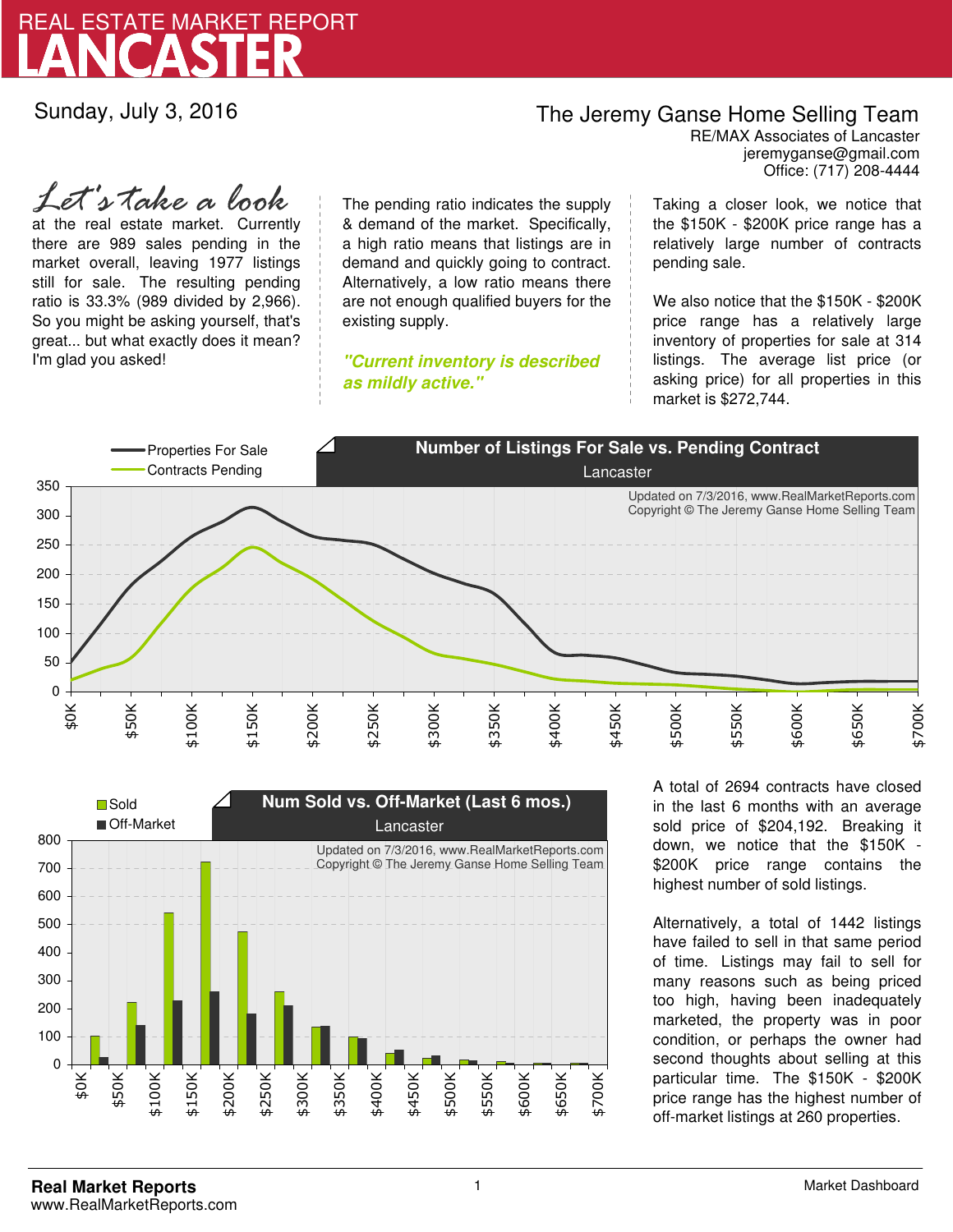# REAL ESTATE MARKET REPORT
# LANCASTER

Sunday, July 3, 2016

**The Jeremy Ganse Home Selling Team**
RE/MAX Associates of Lancaster
jeremyganse@gmail.com
Office: (717) 208-4444

*Let's take a look* at the real estate market. Currently there are 989 sales pending in the market overall, leaving 1977 listings still for sale. The resulting pending ratio is 33.3% (989 divided by 2,966). So you might be asking yourself, that's great... but what exactly does it mean? I'm glad you asked!

The pending ratio indicates the supply & demand of the market. Specifically, a high ratio means that listings are in demand and quickly going to contract. Alternatively, a low ratio means there are not enough qualified buyers for the existing supply.

***"Current inventory is described as mildly active."***

Taking a closer look, we notice that the $150K - $200K price range has a relatively large number of contracts pending sale.

We also notice that the $150K - $200K price range has a relatively large inventory of properties for sale at 314 listings. The average list price (or asking price) for all properties in this market is $272,744.

**Number of Listings For Sale vs. Pending Contract**
Lancaster

Legend: Properties For Sale; Contracts Pending

Updated on 7/3/2016, www.RealMarketReports.com
Copyright © The Jeremy Ganse Home Selling Team

**Num Sold vs. Off-Market (Last 6 mos.)**
Lancaster

Legend: Sold; Off-Market

Updated on 7/3/2016, www.RealMarketReports.com
Copyright © The Jeremy Ganse Home Selling Team

A total of 2694 contracts have closed in the last 6 months with an average sold price of $204,192. Breaking it down, we notice that the $150K - $200K price range contains the highest number of sold listings.

Alternatively, a total of 1442 listings have failed to sell in that same period of time. Listings may fail to sell for many reasons such as being priced too high, having been inadequately marketed, the property was in poor condition, or perhaps the owner had second thoughts about selling at this particular time. The $150K - $200K price range has the highest number of off-market listings at 260 properties.

**Real Market Reports**
www.RealMarketReports.com

Market Dashboard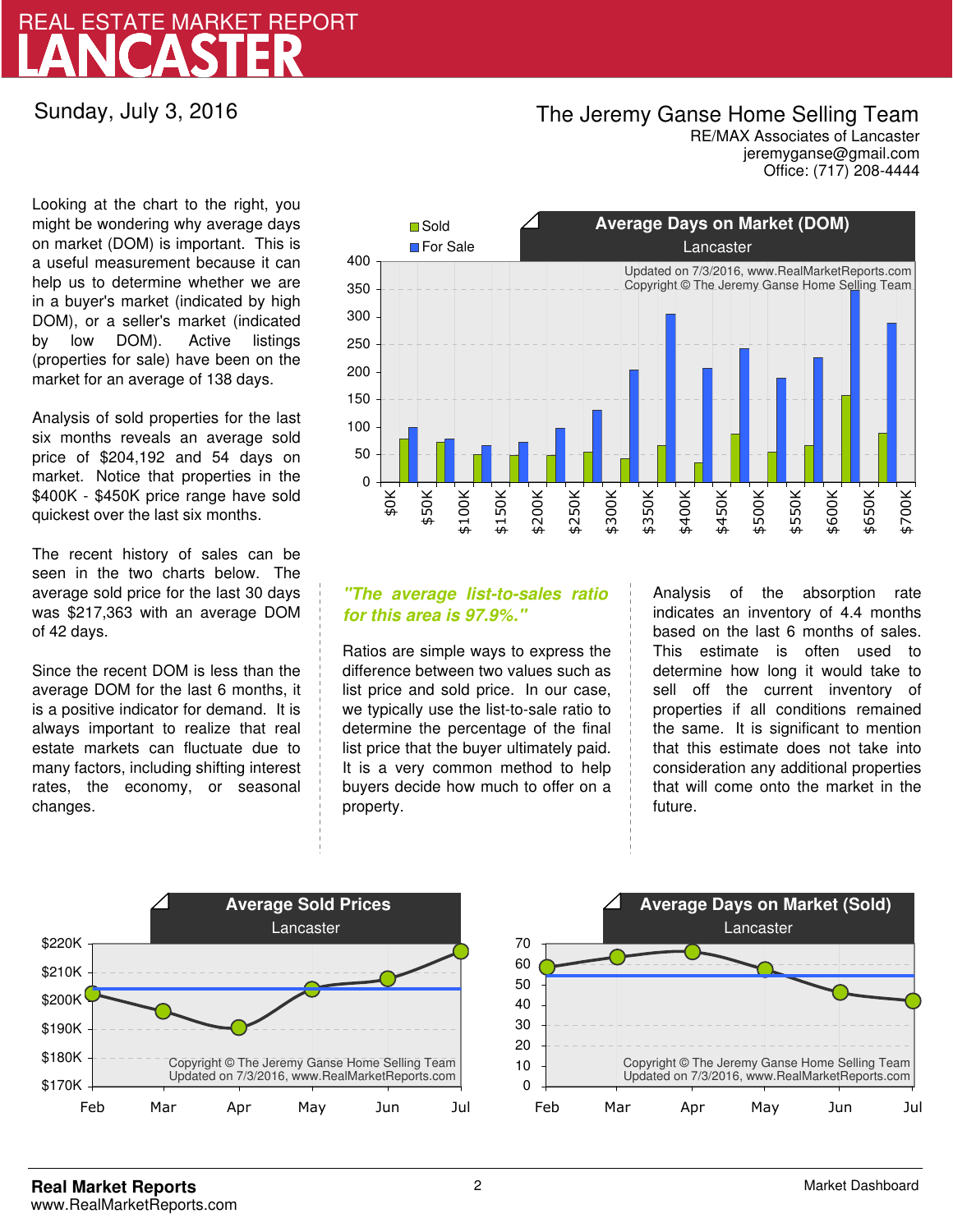# REAL ESTATE MARKET REPORT
# LANCASTER

Sunday, July 3, 2016

**The Jeremy Ganse Home Selling Team**
RE/MAX Associates of Lancaster
jeremyganse@gmail.com
Office: (717) 208-4444

Looking at the chart to the right, you might be wondering why average days on market (DOM) is important. This is a useful measurement because it can help us to determine whether we are in a buyer's market (indicated by high DOM), or a seller's market (indicated by low DOM). Active listings (properties for sale) have been on the market for an average of 138 days.

Analysis of sold properties for the last six months reveals an average sold price of $204,192 and 54 days on market. Notice that properties in the $400K - $450K price range have sold quickest over the last six months.

The recent history of sales can be seen in the two charts below. The average sold price for the last 30 days was $217,363 with an average DOM of 42 days.

Since the recent DOM is less than the average DOM for the last 6 months, it is a positive indicator for demand. It is always important to realize that real estate markets can fluctuate due to many factors, including shifting interest rates, the economy, or seasonal changes.

*"The average list-to-sales ratio for this area is 97.9%."*

Ratios are simple ways to express the difference between two values such as list price and sold price. In our case, we typically use the list-to-sale ratio to determine the percentage of the final list price that the buyer ultimately paid. It is a very common method to help buyers decide how much to offer on a property.

Analysis of the absorption rate indicates an inventory of 4.4 months based on the last 6 months of sales. This estimate is often used to determine how long it would take to sell off the current inventory of properties if all conditions remained the same. It is significant to mention that this estimate does not take into consideration any additional properties that will come onto the market in the future.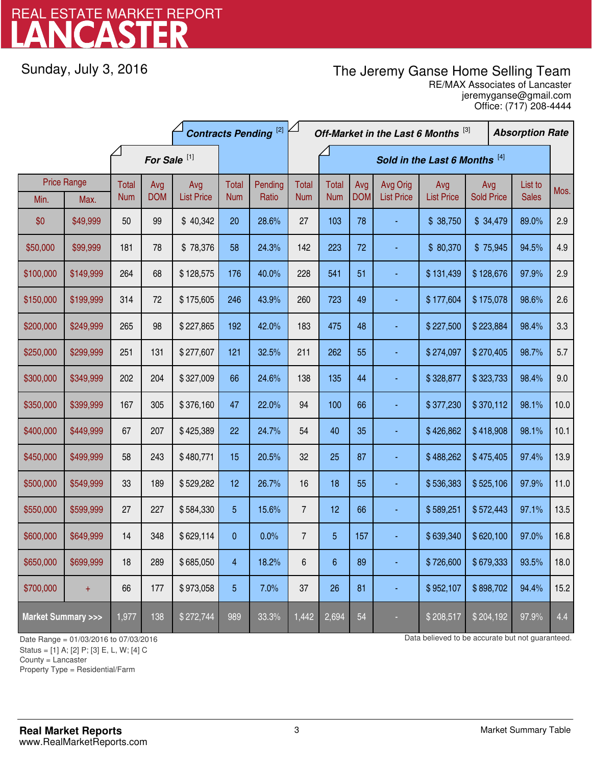# REAL ESTATE MARKET REPORT
# LANCASTER

Sunday, July 3, 2016

The Jeremy Ganse Home Selling Team
RE/MAX Associates of Lancaster
jeremyganse@gmail.com
Office: (717) 208-4444

| Price Range | | For Sale [1] | | | Contracts Pending [2] | | Off-Market in the Last 6 Months [3] | Sold in the Last 6 Months [4] | | | | | | Absorption Rate |
|---|---|---|---|---|---|---|---|---|---|---|---|---|---|---|
| Min. | Max. | Total Num | Avg DOM | Avg List Price | Total Num | Pending Ratio | Total Num | Total Num | Avg DOM | Avg Orig List Price | Avg List Price | Avg Sold Price | List to Sales | Mos. |
| $0 | $49,999 | 50 | 99 | $ 40,342 | 20 | 28.6% | 27 | 103 | 78 | - | $ 38,750 | $ 34,479 | 89.0% | 2.9 |
| $50,000 | $99,999 | 181 | 78 | $ 78,376 | 58 | 24.3% | 142 | 223 | 72 | - | $ 80,370 | $ 75,945 | 94.5% | 4.9 |
| $100,000 | $149,999 | 264 | 68 | $ 128,575 | 176 | 40.0% | 228 | 541 | 51 | - | $ 131,439 | $ 128,676 | 97.9% | 2.9 |
| $150,000 | $199,999 | 314 | 72 | $ 175,605 | 246 | 43.9% | 260 | 723 | 49 | - | $ 177,604 | $ 175,078 | 98.6% | 2.6 |
| $200,000 | $249,999 | 265 | 98 | $ 227,865 | 192 | 42.0% | 183 | 475 | 48 | - | $ 227,500 | $ 223,884 | 98.4% | 3.3 |
| $250,000 | $299,999 | 251 | 131 | $ 277,607 | 121 | 32.5% | 211 | 262 | 55 | - | $ 274,097 | $ 270,405 | 98.7% | 5.7 |
| $300,000 | $349,999 | 202 | 204 | $ 327,009 | 66 | 24.6% | 138 | 135 | 44 | - | $ 328,877 | $ 323,733 | 98.4% | 9.0 |
| $350,000 | $399,999 | 167 | 305 | $ 376,160 | 47 | 22.0% | 94 | 100 | 66 | - | $ 377,230 | $ 370,112 | 98.1% | 10.0 |
| $400,000 | $449,999 | 67 | 207 | $ 425,389 | 22 | 24.7% | 54 | 40 | 35 | - | $ 426,862 | $ 418,908 | 98.1% | 10.1 |
| $450,000 | $499,999 | 58 | 243 | $ 480,771 | 15 | 20.5% | 32 | 25 | 87 | - | $ 488,262 | $ 475,405 | 97.4% | 13.9 |
| $500,000 | $549,999 | 33 | 189 | $ 529,282 | 12 | 26.7% | 16 | 18 | 55 | - | $ 536,383 | $ 525,106 | 97.9% | 11.0 |
| $550,000 | $599,999 | 27 | 227 | $ 584,330 | 5 | 15.6% | 7 | 12 | 66 | - | $ 589,251 | $ 572,443 | 97.1% | 13.5 |
| $600,000 | $649,999 | 14 | 348 | $ 629,114 | 0 | 0.0% | 7 | 5 | 157 | - | $ 639,340 | $ 620,100 | 97.0% | 16.8 |
| $650,000 | $699,999 | 18 | 289 | $ 685,050 | 4 | 18.2% | 6 | 6 | 89 | - | $ 726,600 | $ 679,333 | 93.5% | 18.0 |
| $700,000 | + | 66 | 177 | $ 973,058 | 5 | 7.0% | 37 | 26 | 81 | - | $ 952,107 | $ 898,702 | 94.4% | 15.2 |
| Market Summary >>> | | 1,977 | 138 | $ 272,744 | 989 | 33.3% | 1,442 | 2,694 | 54 | - | $ 208,517 | $ 204,192 | 97.9% | 4.4 |

Date Range = 01/03/2016 to 07/03/2016
Status = [1] A; [2] P; [3] E, L, W; [4] C
County = Lancaster
Property Type = Residential/Farm

Data believed to be accurate but not guaranteed.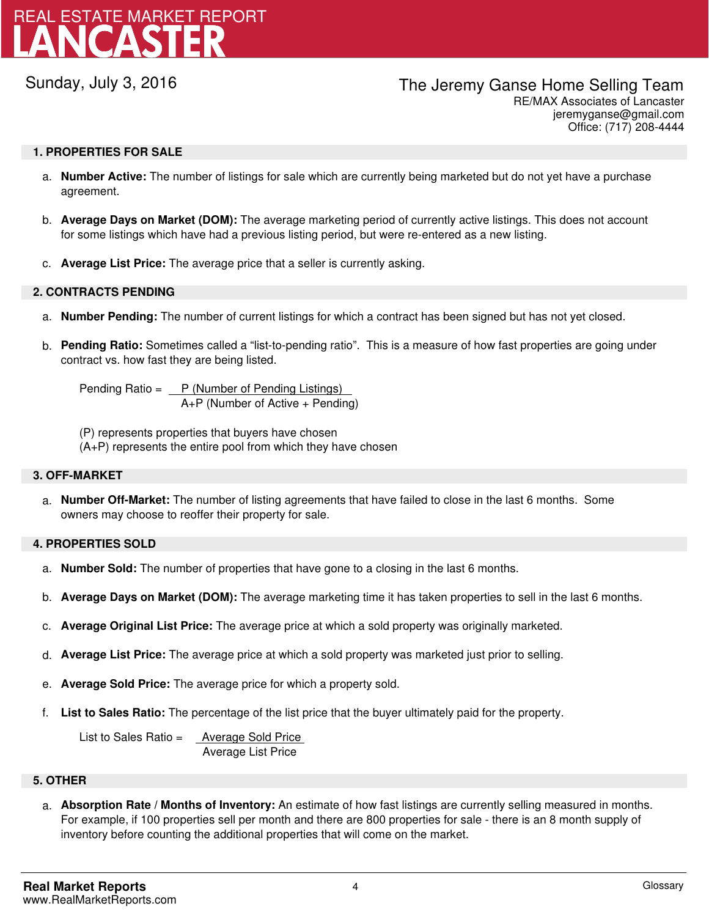# LANCASTER

REAL ESTATE MARKET REPORT

Sunday, July 3, 2016

**The Jeremy Ganse Home Selling Team**
RE/MAX Associates of Lancaster
jeremyganse@gmail.com
Office: (717) 208-4444

## 1. PROPERTIES FOR SALE

a. **Number Active:** The number of listings for sale which are currently being marketed but do not yet have a purchase agreement.

b. **Average Days on Market (DOM):** The average marketing period of currently active listings. This does not account for some listings which have had a previous listing period, but were re-entered as a new listing.

c. **Average List Price:** The average price that a seller is currently asking.

## 2. CONTRACTS PENDING

a. **Number Pending:** The number of current listings for which a contract has been signed but has not yet closed.

b. **Pending Ratio:** Sometimes called a "list-to-pending ratio". This is a measure of how fast properties are going under contract vs. how fast they are being listed.

$$\text{Pending Ratio} = \frac{\text{P (Number of Pending Listings)}}{\text{A+P (Number of Active + Pending)}}$$

(P) represents properties that buyers have chosen
(A+P) represents the entire pool from which they have chosen

## 3. OFF-MARKET

a. **Number Off-Market:** The number of listing agreements that have failed to close in the last 6 months. Some owners may choose to reoffer their property for sale.

## 4. PROPERTIES SOLD

a. **Number Sold:** The number of properties that have gone to a closing in the last 6 months.

b. **Average Days on Market (DOM):** The average marketing time it has taken properties to sell in the last 6 months.

c. **Average Original List Price:** The average price at which a sold property was originally marketed.

d. **Average List Price:** The average price at which a sold property was marketed just prior to selling.

e. **Average Sold Price:** The average price for which a property sold.

f. **List to Sales Ratio:** The percentage of the list price that the buyer ultimately paid for the property.

$$\text{List to Sales Ratio} = \frac{\text{Average Sold Price}}{\text{Average List Price}}$$

## 5. OTHER

a. **Absorption Rate / Months of Inventory:** An estimate of how fast listings are currently selling measured in months. For example, if 100 properties sell per month and there are 800 properties for sale - there is an 8 month supply of inventory before counting the additional properties that will come on the market.